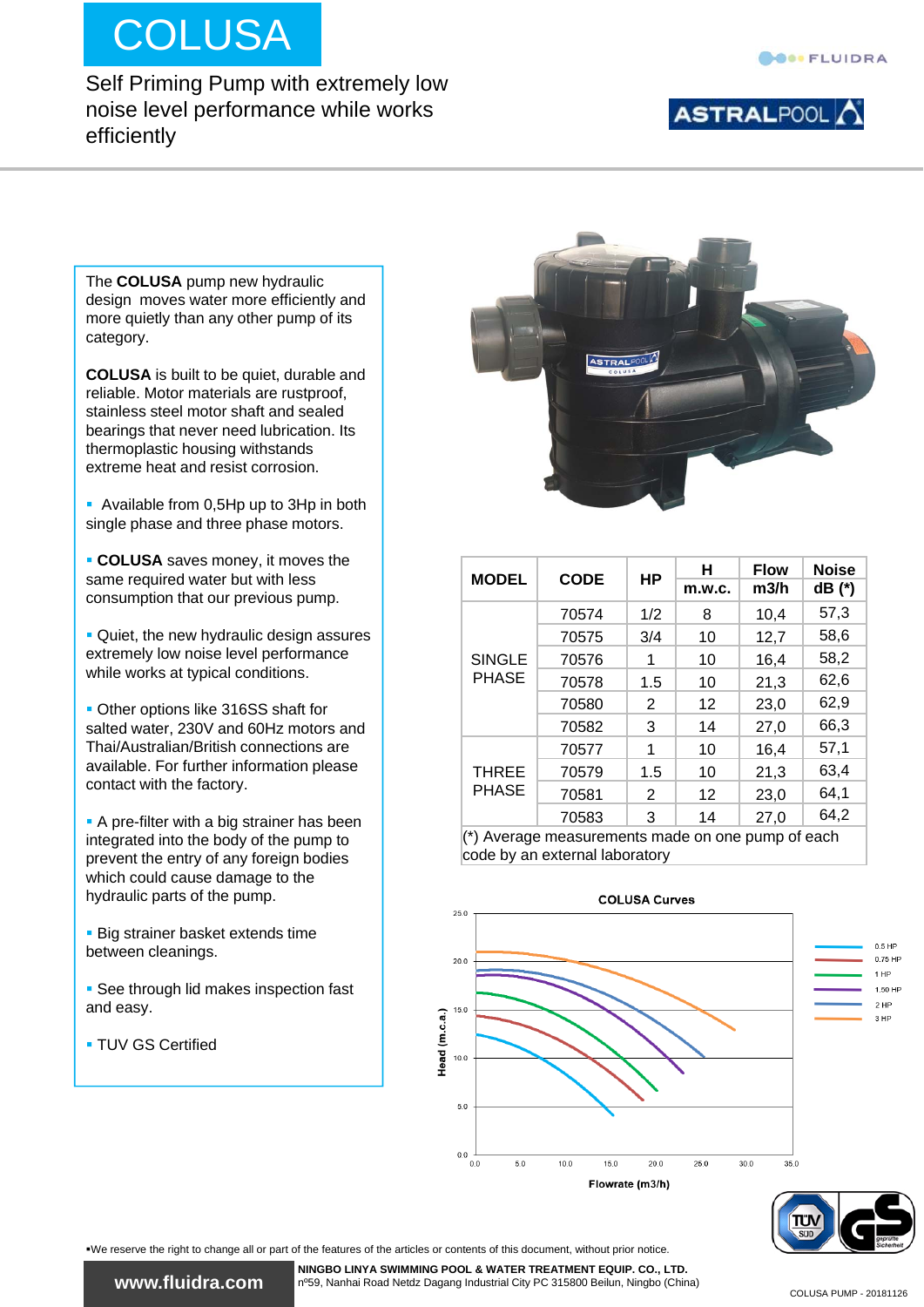# COLUSA

Self Priming Pump with extremely low noise level performance while works efficiently

FLUIDRA

ASTRALPOOL

The **COLUSA** pump new hydraulic design moves water more efficiently and more quietly than any other pump of its category.

**COLUSA** is built to be quiet, durable and reliable. Motor materials are rustproof, stainless steel motor shaft and sealed bearings that never need lubrication. Its thermoplastic housing withstands extreme heat and resist corrosion.

- Available from 0,5Hp up to 3Hp in both single phase and three phase motors.
- **COLUSA** saves money, it moves the same required water but with less consumption that our previous pump.
- Quiet, the new hydraulic design assures extremely low noise level performance while works at typical conditions.
- Other options like 316SS shaft for salted water, 230V and 60Hz motors and Thai/Australian/British connections are available. For further information please contact with the factory.
- A pre-filter with a big strainer has been integrated into the body of the pump to prevent the entry of any foreign bodies which could cause damage to the hydraulic parts of the pump.
- Big strainer basket extends time between cleanings.
- See through lid makes inspection fast and easy.
- TUV GS Certified

| MODEL | CODE | HP | H m.w.c. | Flow m3/h | Noise dB (*) |
|---|---|---|---|---|---|
| SINGLE PHASE | 70574 | 1/2 | 8 | 10,4 | 57,3 |
| | 70575 | 3/4 | 10 | 12,7 | 58,6 |
| | 70576 | 1 | 10 | 16,4 | 58,2 |
| | 70578 | 1.5 | 10 | 21,3 | 62,6 |
| | 70580 | 2 | 12 | 23,0 | 62,9 |
| | 70582 | 3 | 14 | 27,0 | 66,3 |
| THREE PHASE | 70577 | 1 | 10 | 16,4 | 57,1 |
| | 70579 | 1.5 | 10 | 21,3 | 63,4 |
| | 70581 | 2 | 12 | 23,0 | 64,1 |
| | 70583 | 3 | 14 | 27,0 | 64,2 |

(*) Average measurements made on one pump of each code by an external laboratory

**COLUSA Curves**

Head (m.c.a.) vs. Flowrate (m3/h) — curves for 0.5 HP, 0.75 HP, 1 HP, 1.50 HP, 2 HP, 3 HP

▪We reserve the right to change all or part of the features of the articles or contents of this document, without prior notice.

www.fluidra.com

**NINGBO LINYA SWIMMING POOL & WATER TREATMENT EQUIP. CO., LTD.**
nº59, Nanhai Road Netdz Dagang Industrial City PC 315800 Beilun, Ningbo (China)

COLUSA PUMP - 20181126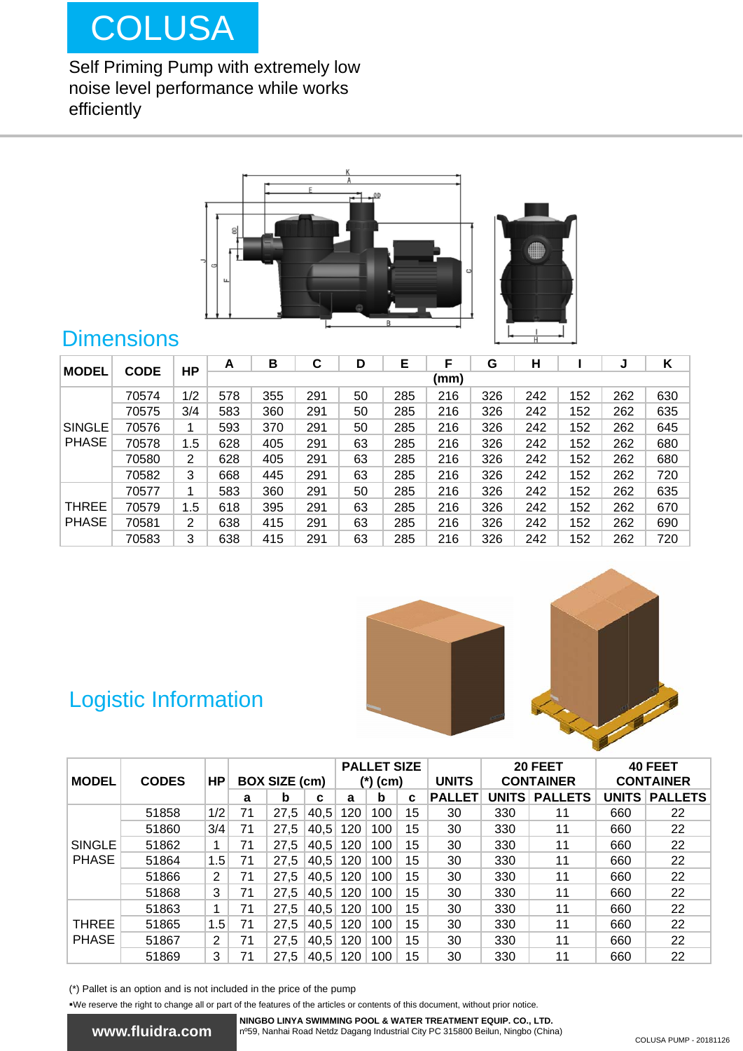# COLUSA

Self Priming Pump with extremely low noise level performance while works efficiently

## Dimensions

| MODEL | CODE | HP | A | B | C | D | E | F | G | H | I | J | K |
|---|---|---|---|---|---|---|---|---|---|---|---|---|---|
| | | | (mm) | | | | | | | | | | |
| SINGLE PHASE | 70574 | 1/2 | 578 | 355 | 291 | 50 | 285 | 216 | 326 | 242 | 152 | 262 | 630 |
| | 70575 | 3/4 | 583 | 360 | 291 | 50 | 285 | 216 | 326 | 242 | 152 | 262 | 635 |
| | 70576 | 1 | 593 | 370 | 291 | 50 | 285 | 216 | 326 | 242 | 152 | 262 | 645 |
| | 70578 | 1.5 | 628 | 405 | 291 | 63 | 285 | 216 | 326 | 242 | 152 | 262 | 680 |
| | 70580 | 2 | 628 | 405 | 291 | 63 | 285 | 216 | 326 | 242 | 152 | 262 | 680 |
| | 70582 | 3 | 668 | 445 | 291 | 63 | 285 | 216 | 326 | 242 | 152 | 262 | 720 |
| THREE PHASE | 70577 | 1 | 583 | 360 | 291 | 50 | 285 | 216 | 326 | 242 | 152 | 262 | 635 |
| | 70579 | 1.5 | 618 | 395 | 291 | 63 | 285 | 216 | 326 | 242 | 152 | 262 | 670 |
| | 70581 | 2 | 638 | 415 | 291 | 63 | 285 | 216 | 326 | 242 | 152 | 262 | 690 |
| | 70583 | 3 | 638 | 415 | 291 | 63 | 285 | 216 | 326 | 242 | 152 | 262 | 720 |

## Logistic Information

| MODEL | CODES | HP | BOX SIZE (cm) | | | PALLET SIZE (*) (cm) | | | UNITS | 20 FEET CONTAINER | | 40 FEET CONTAINER | |
|---|---|---|---|---|---|---|---|---|---|---|---|---|---|
| | | | a | b | c | a | b | c | PALLET | UNITS | PALLETS | UNITS | PALLETS |
| SINGLE PHASE | 51858 | 1/2 | 71 | 27,5 | 40,5 | 120 | 100 | 15 | 30 | 330 | 11 | 660 | 22 |
| | 51860 | 3/4 | 71 | 27,5 | 40,5 | 120 | 100 | 15 | 30 | 330 | 11 | 660 | 22 |
| | 51862 | 1 | 71 | 27,5 | 40,5 | 120 | 100 | 15 | 30 | 330 | 11 | 660 | 22 |
| | 51864 | 1.5 | 71 | 27,5 | 40,5 | 120 | 100 | 15 | 30 | 330 | 11 | 660 | 22 |
| | 51866 | 2 | 71 | 27,5 | 40,5 | 120 | 100 | 15 | 30 | 330 | 11 | 660 | 22 |
| | 51868 | 3 | 71 | 27,5 | 40,5 | 120 | 100 | 15 | 30 | 330 | 11 | 660 | 22 |
| THREE PHASE | 51863 | 1 | 71 | 27,5 | 40,5 | 120 | 100 | 15 | 30 | 330 | 11 | 660 | 22 |
| | 51865 | 1.5 | 71 | 27,5 | 40,5 | 120 | 100 | 15 | 30 | 330 | 11 | 660 | 22 |
| | 51867 | 2 | 71 | 27,5 | 40,5 | 120 | 100 | 15 | 30 | 330 | 11 | 660 | 22 |
| | 51869 | 3 | 71 | 27,5 | 40,5 | 120 | 100 | 15 | 30 | 330 | 11 | 660 | 22 |

(*) Pallet is an option and is not included in the price of the pump

▪We reserve the right to change all or part of the features of the articles or contents of this document, without prior notice.

**www.fluidra.com**

**NINGBO LINYA SWIMMING POOL & WATER TREATMENT EQUIP. CO., LTD.**
nº59, Nanhai Road Netdz Dagang Industrial City PC 315800 Beilun, Ningbo (China)

COLUSA PUMP - 20181126